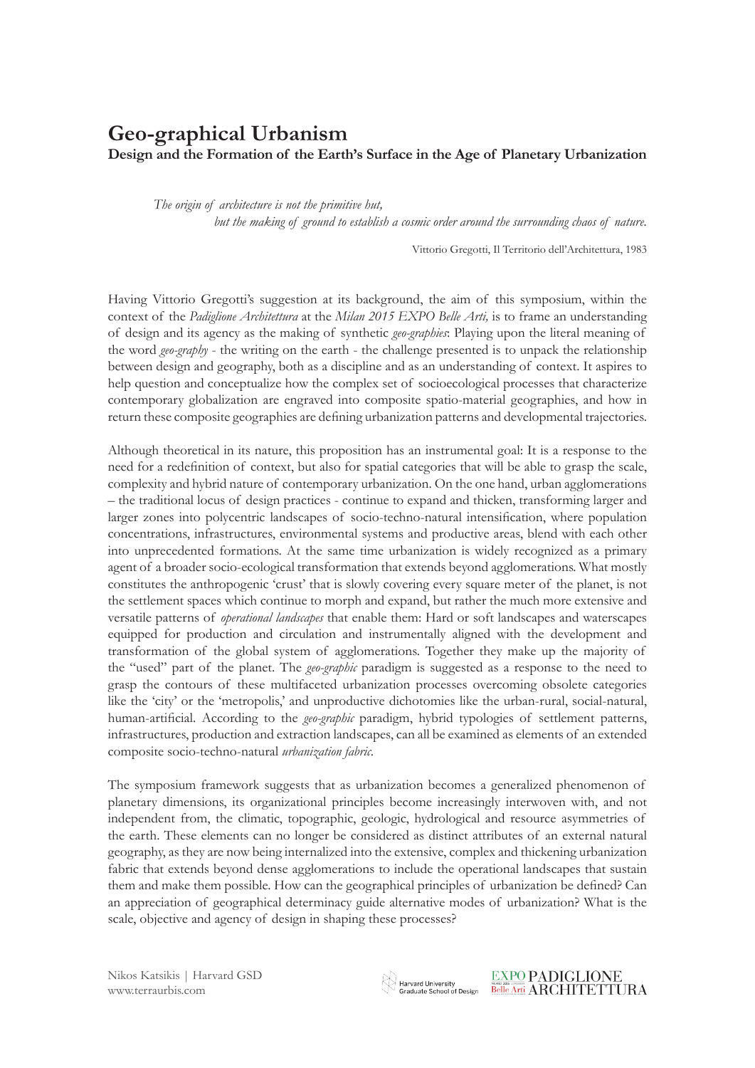# Geo-graphical Urbanism

**Design and the Formation of the Earth's Surface in the Age of Planetary Urbanization**

> *The origin of architecture is not the primitive hut,*
> *but the making of ground to establish a cosmic order around the surrounding chaos of nature.*
>
> Vittorio Gregotti, Il Territorio dell'Architettura, 1983

Having Vittorio Gregotti's suggestion at its background, the aim of this symposium, within the context of the *Padiglione Architettura* at the *Milan 2015 EXPO Belle Arti,* is to frame an understanding of design and its agency as the making of synthetic *geo-graphies*: Playing upon the literal meaning of the word *geo-graphy* - the writing on the earth - the challenge presented is to unpack the relationship between design and geography, both as a discipline and as an understanding of context. It aspires to help question and conceptualize how the complex set of socioecological processes that characterize contemporary globalization are engraved into composite spatio-material geographies, and how in return these composite geographies are defining urbanization patterns and developmental trajectories.

Although theoretical in its nature, this proposition has an instrumental goal: It is a response to the need for a redefinition of context, but also for spatial categories that will be able to grasp the scale, complexity and hybrid nature of contemporary urbanization. On the one hand, urban agglomerations – the traditional locus of design practices - continue to expand and thicken, transforming larger and larger zones into polycentric landscapes of socio-techno-natural intensification, where population concentrations, infrastructures, environmental systems and productive areas, blend with each other into unprecedented formations. At the same time urbanization is widely recognized as a primary agent of a broader socio-ecological transformation that extends beyond agglomerations. What mostly constitutes the anthropogenic 'crust' that is slowly covering every square meter of the planet, is not the settlement spaces which continue to morph and expand, but rather the much more extensive and versatile patterns of *operational landscapes* that enable them: Hard or soft landscapes and waterscapes equipped for production and circulation and instrumentally aligned with the development and transformation of the global system of agglomerations. Together they make up the majority of the "used" part of the planet. The *geo-graphic* paradigm is suggested as a response to the need to grasp the contours of these multifaceted urbanization processes overcoming obsolete categories like the 'city' or the 'metropolis,' and unproductive dichotomies like the urban-rural, social-natural, human-artificial. According to the *geo-graphic* paradigm, hybrid typologies of settlement patterns, infrastructures, production and extraction landscapes, can all be examined as elements of an extended composite socio-techno-natural *urbanization fabric*.

The symposium framework suggests that as urbanization becomes a generalized phenomenon of planetary dimensions, its organizational principles become increasingly interwoven with, and not independent from, the climatic, topographic, geologic, hydrological and resource asymmetries of the earth. These elements can no longer be considered as distinct attributes of an external natural geography, as they are now being internalized into the extensive, complex and thickening urbanization fabric that extends beyond dense agglomerations to include the operational landscapes that sustain them and make them possible. How can the geographical principles of urbanization be defined? Can an appreciation of geographical determinacy guide alternative modes of urbanization? What is the scale, objective and agency of design in shaping these processes?

Nikos Katsikis | Harvard GSD
www.terraurbis.com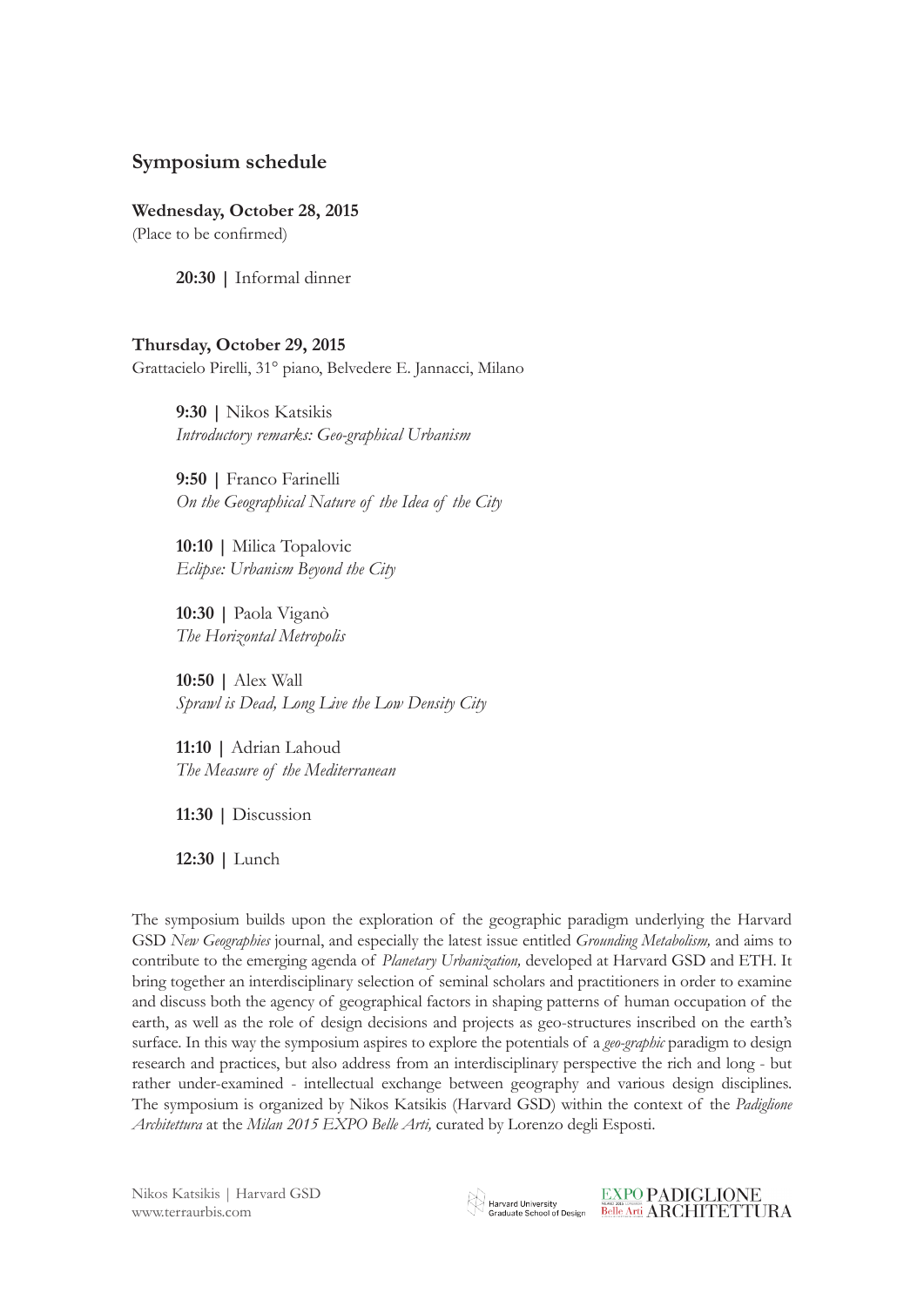## Symposium schedule

**Wednesday, October 28, 2015**
(Place to be confirmed)

**20:30 |** Informal dinner

**Thursday, October 29, 2015**
Grattacielo Pirelli, 31° piano, Belvedere E. Jannacci, Milano

**9:30 |** Nikos Katsikis
*Introductory remarks: Geo-graphical Urbanism*

**9:50 |** Franco Farinelli
*On the Geographical Nature of the Idea of the City*

**10:10 |** Milica Topalovic
*Eclipse: Urbanism Beyond the City*

**10:30 |** Paola Viganò
*The Horizontal Metropolis*

**10:50 |** Alex Wall
*Sprawl is Dead, Long Live the Low Density City*

**11:10 |** Adrian Lahoud
*The Measure of the Mediterranean*

**11:30 |** Discussion

**12:30 |** Lunch

The symposium builds upon the exploration of the geographic paradigm underlying the Harvard GSD *New Geographies* journal, and especially the latest issue entitled *Grounding Metabolism,* and aims to contribute to the emerging agenda of *Planetary Urbanization,* developed at Harvard GSD and ETH. It bring together an interdisciplinary selection of seminal scholars and practitioners in order to examine and discuss both the agency of geographical factors in shaping patterns of human occupation of the earth, as well as the role of design decisions and projects as geo-structures inscribed on the earth's surface. In this way the symposium aspires to explore the potentials of a *geo-graphic* paradigm to design research and practices, but also address from an interdisciplinary perspective the rich and long - but rather under-examined - intellectual exchange between geography and various design disciplines. The symposium is organized by Nikos Katsikis (Harvard GSD) within the context of the *Padiglione Architettura* at the *Milan 2015 EXPO Belle Arti,* curated by Lorenzo degli Esposti.

Nikos Katsikis | Harvard GSD
www.terraurbis.com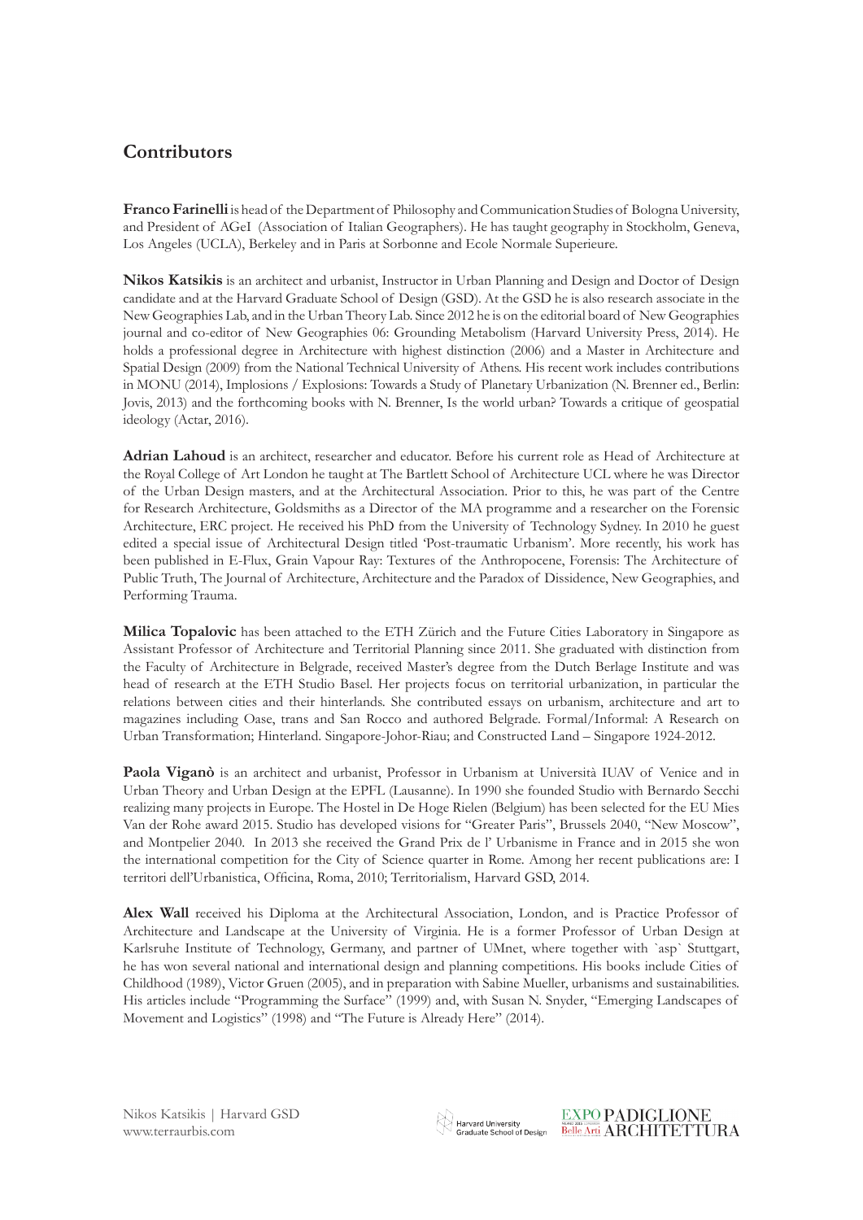## Contributors

**Franco Farinelli** is head of the Department of Philosophy and Communication Studies of Bologna University, and President of AGeI (Association of Italian Geographers). He has taught geography in Stockholm, Geneva, Los Angeles (UCLA), Berkeley and in Paris at Sorbonne and Ecole Normale Superieure.

**Nikos Katsikis** is an architect and urbanist, Instructor in Urban Planning and Design and Doctor of Design candidate and at the Harvard Graduate School of Design (GSD). At the GSD he is also research associate in the New Geographies Lab, and in the Urban Theory Lab. Since 2012 he is on the editorial board of New Geographies journal and co-editor of New Geographies 06: Grounding Metabolism (Harvard University Press, 2014). He holds a professional degree in Architecture with highest distinction (2006) and a Master in Architecture and Spatial Design (2009) from the National Technical University of Athens. His recent work includes contributions in MONU (2014), Implosions / Explosions: Towards a Study of Planetary Urbanization (N. Brenner ed., Berlin: Jovis, 2013) and the forthcoming books with N. Brenner, Is the world urban? Towards a critique of geospatial ideology (Actar, 2016).

**Adrian Lahoud** is an architect, researcher and educator. Before his current role as Head of Architecture at the Royal College of Art London he taught at The Bartlett School of Architecture UCL where he was Director of the Urban Design masters, and at the Architectural Association. Prior to this, he was part of the Centre for Research Architecture, Goldsmiths as a Director of the MA programme and a researcher on the Forensic Architecture, ERC project. He received his PhD from the University of Technology Sydney. In 2010 he guest edited a special issue of Architectural Design titled 'Post-traumatic Urbanism'. More recently, his work has been published in E-Flux, Grain Vapour Ray: Textures of the Anthropocene, Forensis: The Architecture of Public Truth, The Journal of Architecture, Architecture and the Paradox of Dissidence, New Geographies, and Performing Trauma.

**Milica Topalovic** has been attached to the ETH Zürich and the Future Cities Laboratory in Singapore as Assistant Professor of Architecture and Territorial Planning since 2011. She graduated with distinction from the Faculty of Architecture in Belgrade, received Master's degree from the Dutch Berlage Institute and was head of research at the ETH Studio Basel. Her projects focus on territorial urbanization, in particular the relations between cities and their hinterlands. She contributed essays on urbanism, architecture and art to magazines including Oase, trans and San Rocco and authored Belgrade. Formal/Informal: A Research on Urban Transformation; Hinterland. Singapore-Johor-Riau; and Constructed Land – Singapore 1924-2012.

**Paola Viganò** is an architect and urbanist, Professor in Urbanism at Università IUAV of Venice and in Urban Theory and Urban Design at the EPFL (Lausanne). In 1990 she founded Studio with Bernardo Secchi realizing many projects in Europe. The Hostel in De Hoge Rielen (Belgium) has been selected for the EU Mies Van der Rohe award 2015. Studio has developed visions for "Greater Paris", Brussels 2040, "New Moscow", and Montpelier 2040. In 2013 she received the Grand Prix de l' Urbanisme in France and in 2015 she won the international competition for the City of Science quarter in Rome. Among her recent publications are: I territori dell'Urbanistica, Officina, Roma, 2010; Territorialism, Harvard GSD, 2014.

**Alex Wall** received his Diploma at the Architectural Association, London, and is Practice Professor of Architecture and Landscape at the University of Virginia. He is a former Professor of Urban Design at Karlsruhe Institute of Technology, Germany, and partner of UMnet, where together with `asp` Stuttgart, he has won several national and international design and planning competitions. His books include Cities of Childhood (1989), Victor Gruen (2005), and in preparation with Sabine Mueller, urbanisms and sustainabilities. His articles include "Programming the Surface" (1999) and, with Susan N. Snyder, "Emerging Landscapes of Movement and Logistics" (1998) and "The Future is Already Here" (2014).